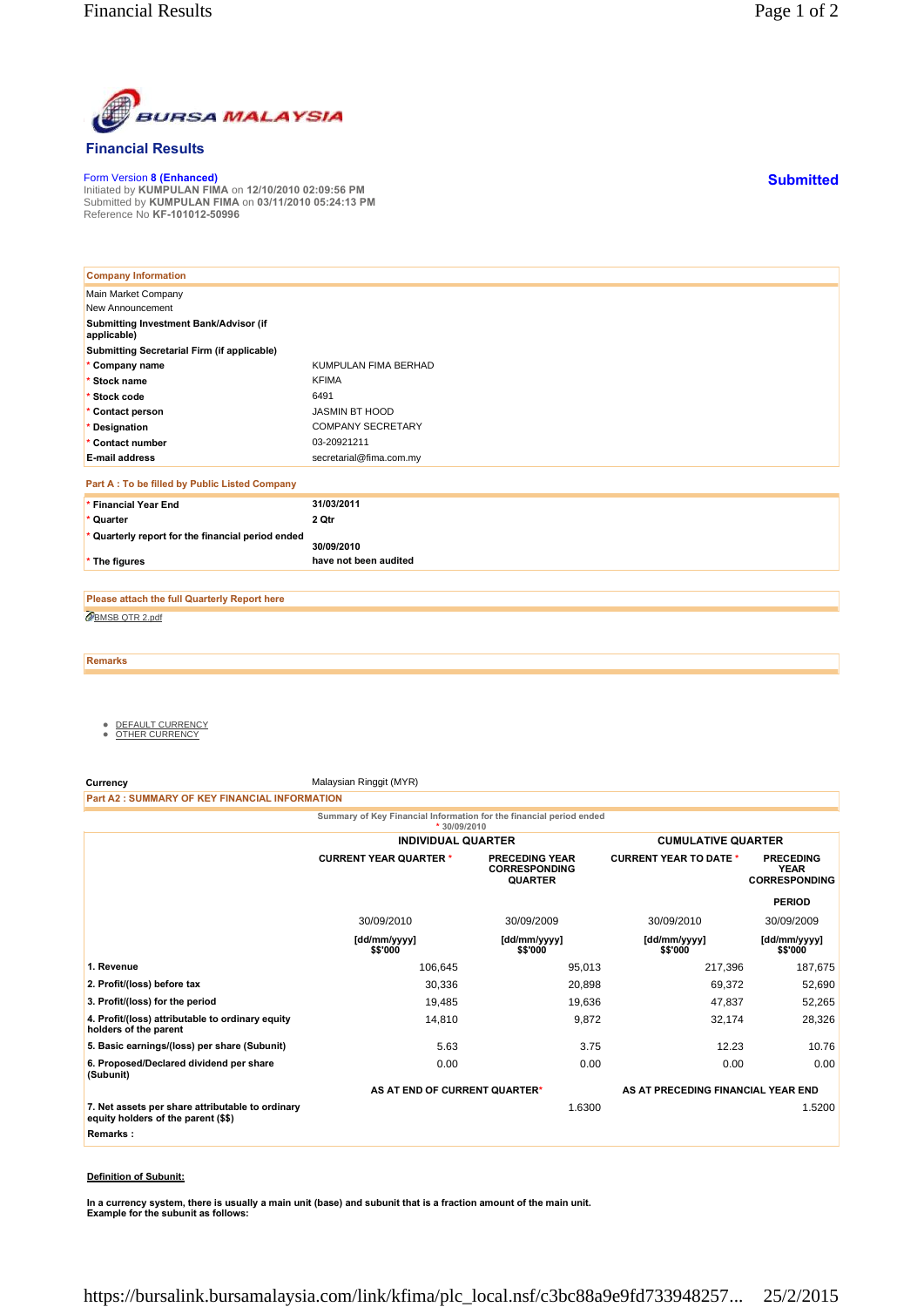BURSA MALAYSIA

# Financial Results

Form Version 8 (Enhanced)
Initiated by **KUMPULAN FIMA** on **12/10/2010 02:09:56 PM**
Submitted by **KUMPULAN FIMA** on **03/11/2010 05:24:13 PM**
Reference No **KF-101012-50996**

**Submitted**

## Company Information

Main Market Company
New Announcement

| | |
|---|---|
| **Submitting Investment Bank/Advisor (if applicable)** | |
| **Submitting Secretarial Firm (if applicable)** | |
| * **Company name** | KUMPULAN FIMA BERHAD |
| * **Stock name** | KFIMA |
| * **Stock code** | 6491 |
| * **Contact person** | JASMIN BT HOOD |
| * **Designation** | COMPANY SECRETARY |
| * **Contact number** | 03-20921211 |
| **E-mail address** | secretarial@fima.com.my |

## Part A : To be filled by Public Listed Company

| | |
|---|---|
| * **Financial Year End** | **31/03/2011** |
| * **Quarter** | **2 Qtr** |
| * **Quarterly report for the financial period ended** | **30/09/2010** |
| * **The figures** | **have not been audited** |

## Please attach the full Quarterly Report here

BMSB QTR 2.pdf

## Remarks

- DEFAULT CURRENCY
- OTHER CURRENCY

**Currency** Malaysian Ringgit (MYR)

## Part A2 : SUMMARY OF KEY FINANCIAL INFORMATION

Summary of Key Financial Information for the financial period ended
* 30/09/2010

| | INDIVIDUAL QUARTER | | CUMULATIVE QUARTER | |
|---|---|---|---|---|
| | CURRENT YEAR QUARTER * | PRECEDING YEAR CORRESPONDING QUARTER | CURRENT YEAR TO DATE * | PRECEDING YEAR CORRESPONDING PERIOD |
| | 30/09/2010 | 30/09/2009 | 30/09/2010 | 30/09/2009 |
| | [dd/mm/yyyy] $$'000 | [dd/mm/yyyy] $$'000 | [dd/mm/yyyy] $$'000 | [dd/mm/yyyy] $$'000 |
| **1. Revenue** | 106,645 | 95,013 | 217,396 | 187,675 |
| **2. Profit/(loss) before tax** | 30,336 | 20,898 | 69,372 | 52,690 |
| **3. Profit/(loss) for the period** | 19,485 | 19,636 | 47,837 | 52,265 |
| **4. Profit/(loss) attributable to ordinary equity holders of the parent** | 14,810 | 9,872 | 32,174 | 28,326 |
| **5. Basic earnings/(loss) per share (Subunit)** | 5.63 | 3.75 | 12.23 | 10.76 |
| **6. Proposed/Declared dividend per share (Subunit)** | 0.00 | 0.00 | 0.00 | 0.00 |
| | AS AT END OF CURRENT QUARTER* | | AS AT PRECEDING FINANCIAL YEAR END | |
| **7. Net assets per share attributable to ordinary equity holders of the parent ($$)** | | 1.6300 | | 1.5200 |

**Remarks :**

**Definition of Subunit:**

**In a currency system, there is usually a main unit (base) and subunit that is a fraction amount of the main unit. Example for the subunit as follows:**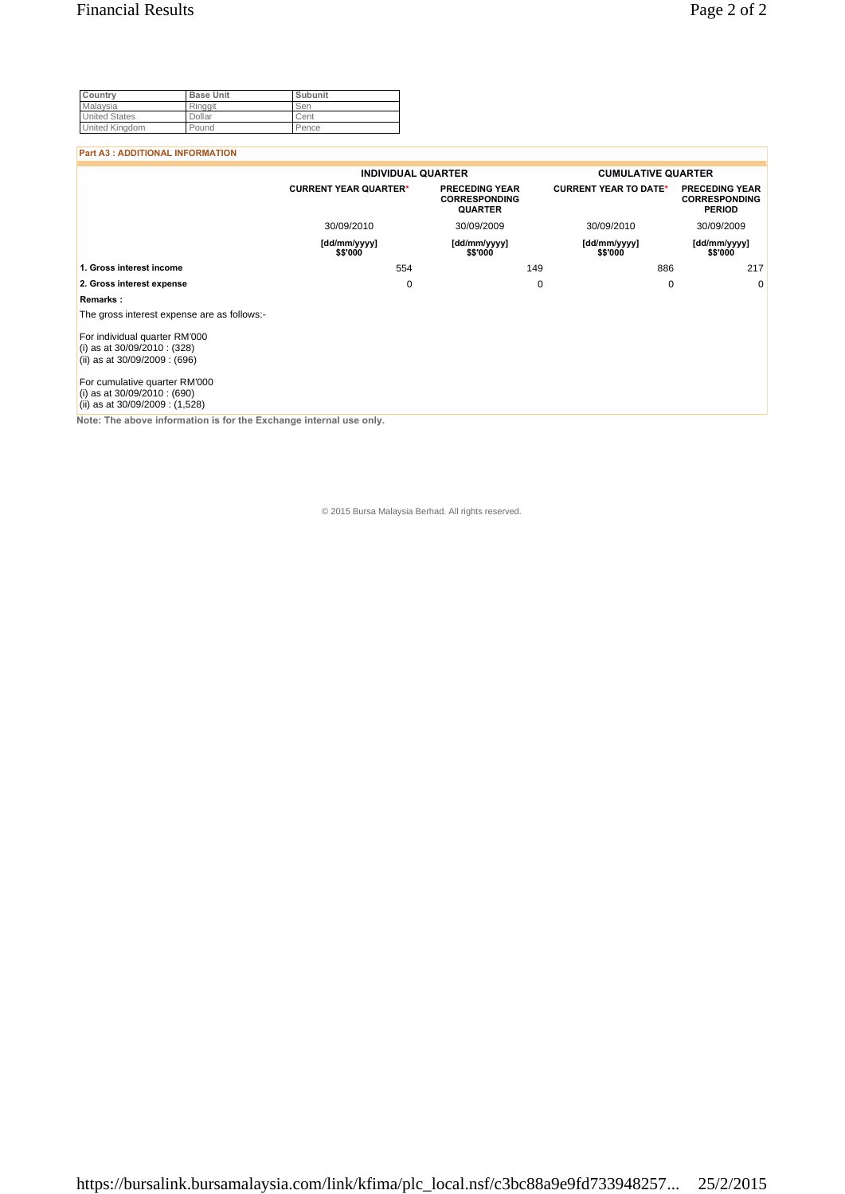| Country | Base Unit | Subunit |
| --- | --- | --- |
| Malaysia | Ringgit | Sen |
| United States | Dollar | Cent |
| United Kingdom | Pound | Pence |

**Part A3 : ADDITIONAL INFORMATION**

| | INDIVIDUAL QUARTER | | CUMULATIVE QUARTER | |
| --- | --- | --- | --- | --- |
| | CURRENT YEAR QUARTER* | PRECEDING YEAR CORRESPONDING QUARTER | CURRENT YEAR TO DATE* | PRECEDING YEAR CORRESPONDING PERIOD |
| | 30/09/2010 | 30/09/2009 | 30/09/2010 | 30/09/2009 |
| | [dd/mm/yyyy] $$'000 | [dd/mm/yyyy] $$'000 | [dd/mm/yyyy] $$'000 | [dd/mm/yyyy] $$'000 |
| **1. Gross interest income** | 554 | 149 | 886 | 217 |
| **2. Gross interest expense** | 0 | 0 | 0 | 0 |

**Remarks :**

The gross interest expense are as follows:-

For individual quarter RM'000
(i) as at 30/09/2010 : (328)
(ii) as at 30/09/2009 : (696)

For cumulative quarter RM'000
(i) as at 30/09/2010 : (690)
(ii) as at 30/09/2009 : (1,528)

**Note: The above information is for the Exchange internal use only.**

© 2015 Bursa Malaysia Berhad. All rights reserved.